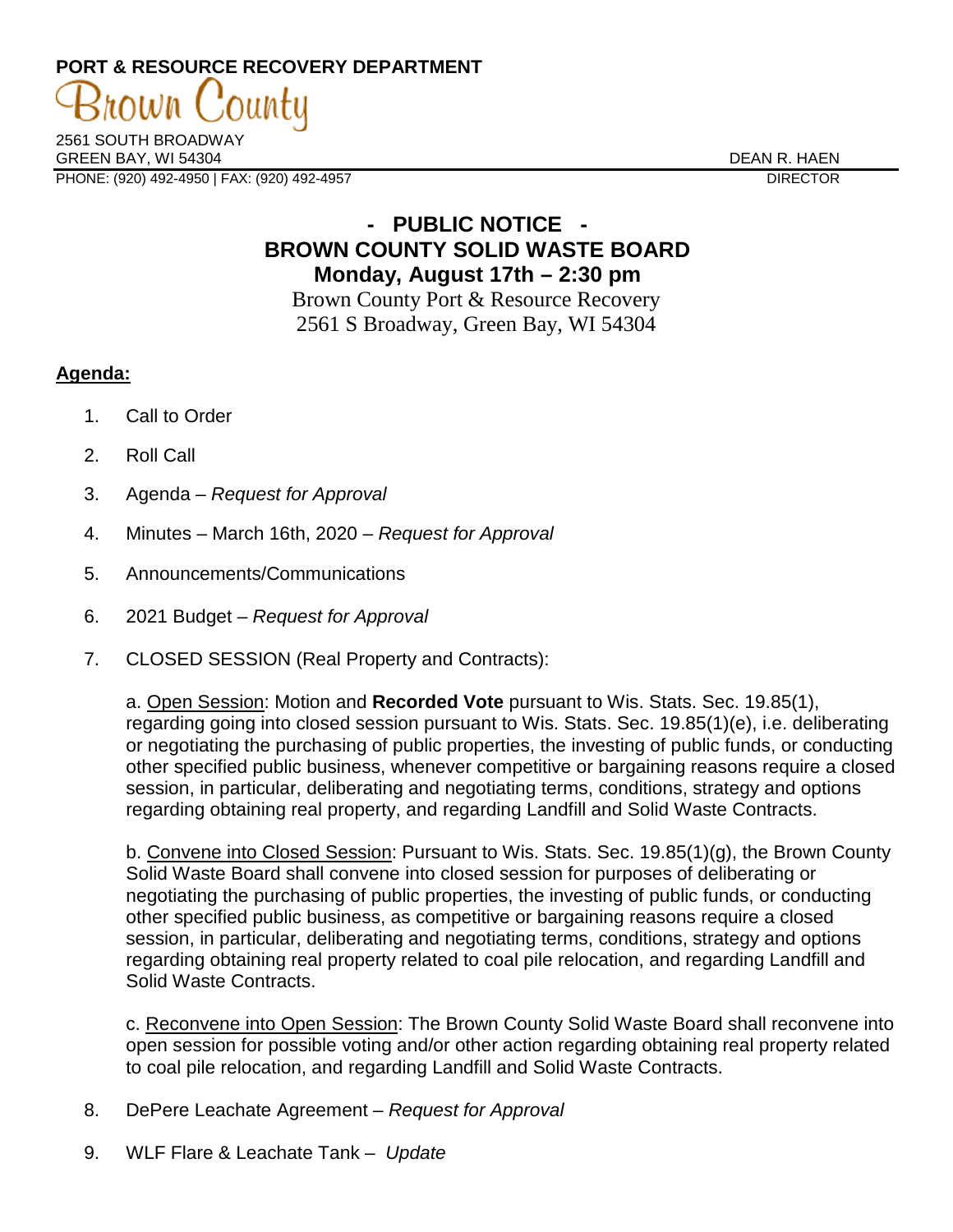**PORT & RESOURCE RECOVERY DEPARTMENT**

Brown County

2561 SOUTH BROADWAY
GREEN BAY, WI 54304
PHONE: (920) 492-4950 | FAX: (920) 492-4957

DEAN R. HAEN
DIRECTOR

# - PUBLIC NOTICE -
# BROWN COUNTY SOLID WASTE BOARD
## Monday, August 17th – 2:30 pm

Brown County Port & Resource Recovery
2561 S Broadway, Green Bay, WI 54304

**Agenda:**

1. Call to Order
2. Roll Call
3. Agenda – *Request for Approval*
4. Minutes – March 16th, 2020 – *Request for Approval*
5. Announcements/Communications
6. 2021 Budget – *Request for Approval*
7. CLOSED SESSION (Real Property and Contracts):

   a. Open Session: Motion and **Recorded Vote** pursuant to Wis. Stats. Sec. 19.85(1), regarding going into closed session pursuant to Wis. Stats. Sec. 19.85(1)(e), i.e. deliberating or negotiating the purchasing of public properties, the investing of public funds, or conducting other specified public business, whenever competitive or bargaining reasons require a closed session, in particular, deliberating and negotiating terms, conditions, strategy and options regarding obtaining real property, and regarding Landfill and Solid Waste Contracts.

   b. Convene into Closed Session: Pursuant to Wis. Stats. Sec. 19.85(1)(g), the Brown County Solid Waste Board shall convene into closed session for purposes of deliberating or negotiating the purchasing of public properties, the investing of public funds, or conducting other specified public business, as competitive or bargaining reasons require a closed session, in particular, deliberating and negotiating terms, conditions, strategy and options regarding obtaining real property related to coal pile relocation, and regarding Landfill and Solid Waste Contracts.

   c. Reconvene into Open Session: The Brown County Solid Waste Board shall reconvene into open session for possible voting and/or other action regarding obtaining real property related to coal pile relocation, and regarding Landfill and Solid Waste Contracts.

8. DePere Leachate Agreement – *Request for Approval*
9. WLF Flare & Leachate Tank – *Update*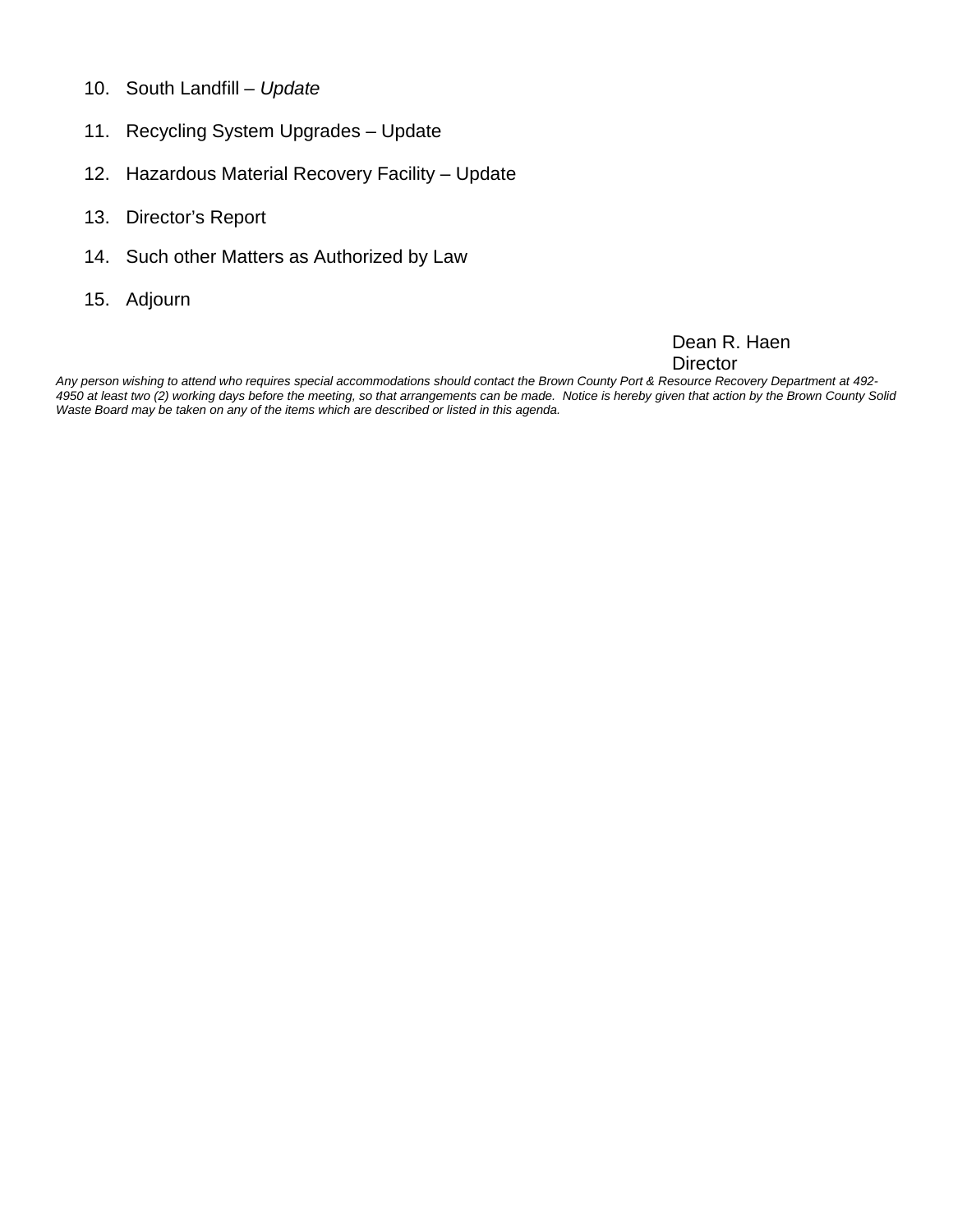10. South Landfill – *Update*

11. Recycling System Upgrades – Update

12. Hazardous Material Recovery Facility – Update

13. Director's Report

14. Such other Matters as Authorized by Law

15. Adjourn

Dean R. Haen
Director

*Any person wishing to attend who requires special accommodations should contact the Brown County Port & Resource Recovery Department at 492-4950 at least two (2) working days before the meeting, so that arrangements can be made. Notice is hereby given that action by the Brown County Solid Waste Board may be taken on any of the items which are described or listed in this agenda.*